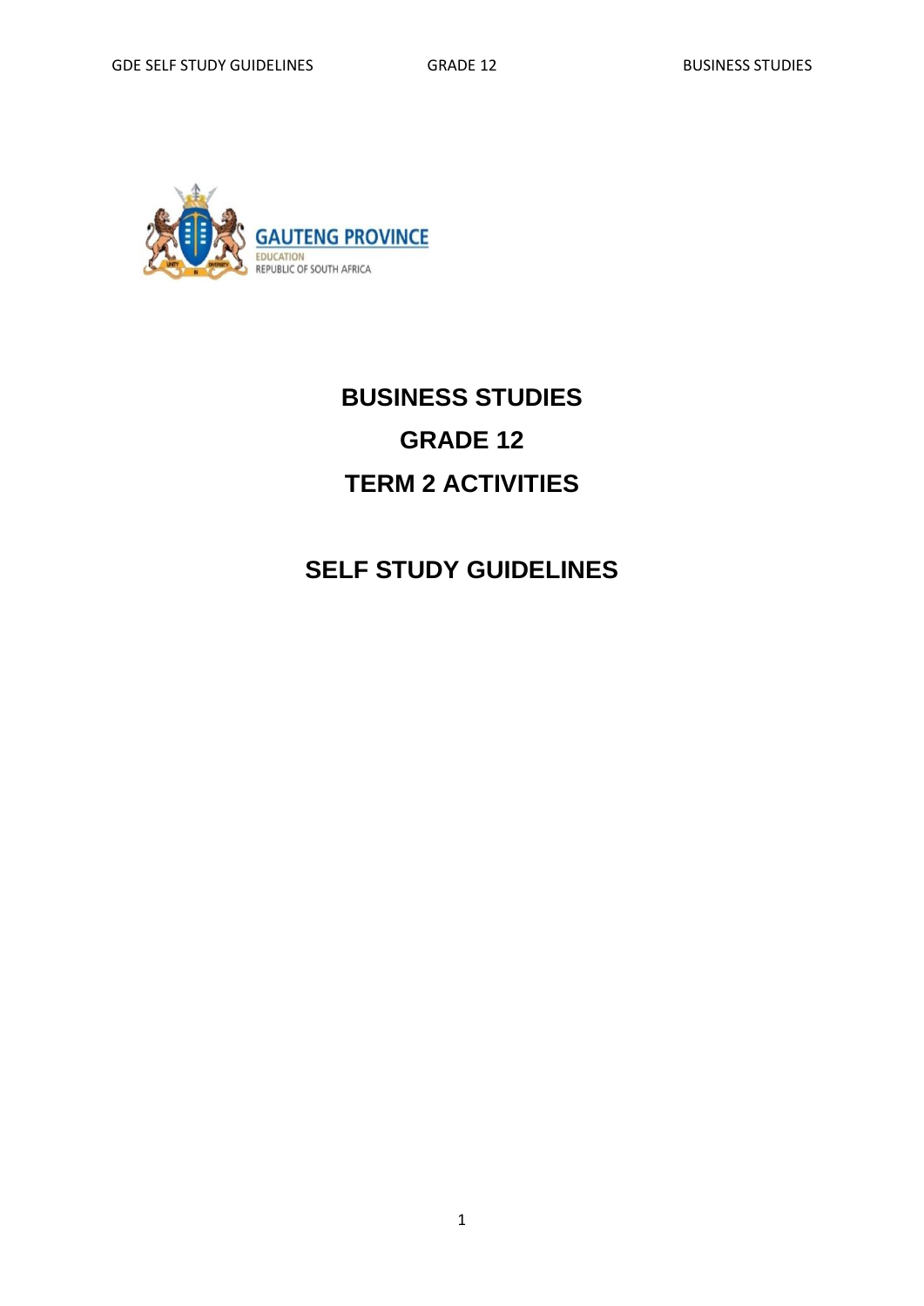GAUTENG PROVINCE

EDUCATION
REPUBLIC OF SOUTH AFRICA

# BUSINESS STUDIES

# GRADE 12

# TERM 2 ACTIVITIES

# SELF STUDY GUIDELINES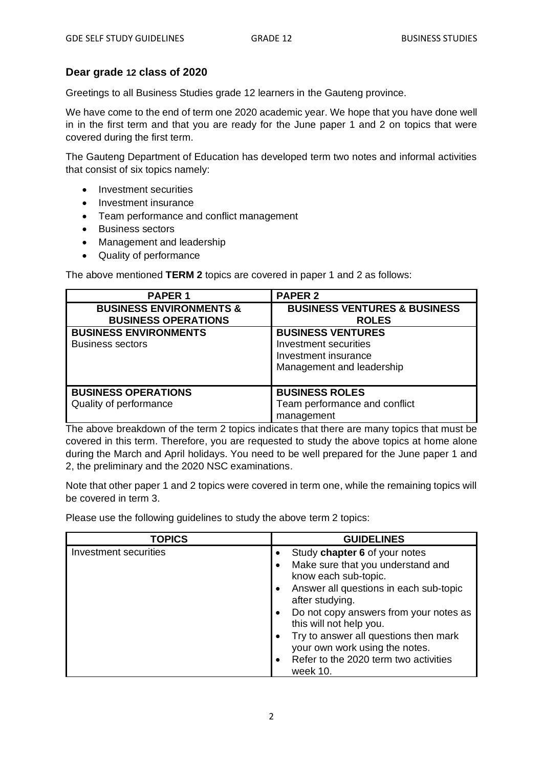## Dear grade 12 class of 2020

Greetings to all Business Studies grade 12 learners in the Gauteng province.

We have come to the end of term one 2020 academic year. We hope that you have done well in in the first term and that you are ready for the June paper 1 and 2 on topics that were covered during the first term.

The Gauteng Department of Education has developed term two notes and informal activities that consist of six topics namely:

- Investment securities
- Investment insurance
- Team performance and conflict management
- Business sectors
- Management and leadership
- Quality of performance

The above mentioned **TERM 2** topics are covered in paper 1 and 2 as follows:

| PAPER 1 | PAPER 2 |
|---|---|
| **BUSINESS ENVIRONMENTS & BUSINESS OPERATIONS** | **BUSINESS VENTURES & BUSINESS ROLES** |
| **BUSINESS ENVIRONMENTS**<br>Business sectors | **BUSINESS VENTURES**<br>Investment securities<br>Investment insurance<br>Management and leadership |
| **BUSINESS OPERATIONS**<br>Quality of performance | **BUSINESS ROLES**<br>Team performance and conflict management |

The above breakdown of the term 2 topics indicates that there are many topics that must be covered in this term. Therefore, you are requested to study the above topics at home alone during the March and April holidays. You need to be well prepared for the June paper 1 and 2, the preliminary and the 2020 NSC examinations.

Note that other paper 1 and 2 topics were covered in term one, while the remaining topics will be covered in term 3.

Please use the following guidelines to study the above term 2 topics:

| TOPICS | GUIDELINES |
|---|---|
| Investment securities | • Study **chapter 6** of your notes<br>• Make sure that you understand and know each sub-topic.<br>• Answer all questions in each sub-topic after studying.<br>• Do not copy answers from your notes as this will not help you.<br>• Try to answer all questions then mark your own work using the notes.<br>• Refer to the 2020 term two activities week 10. |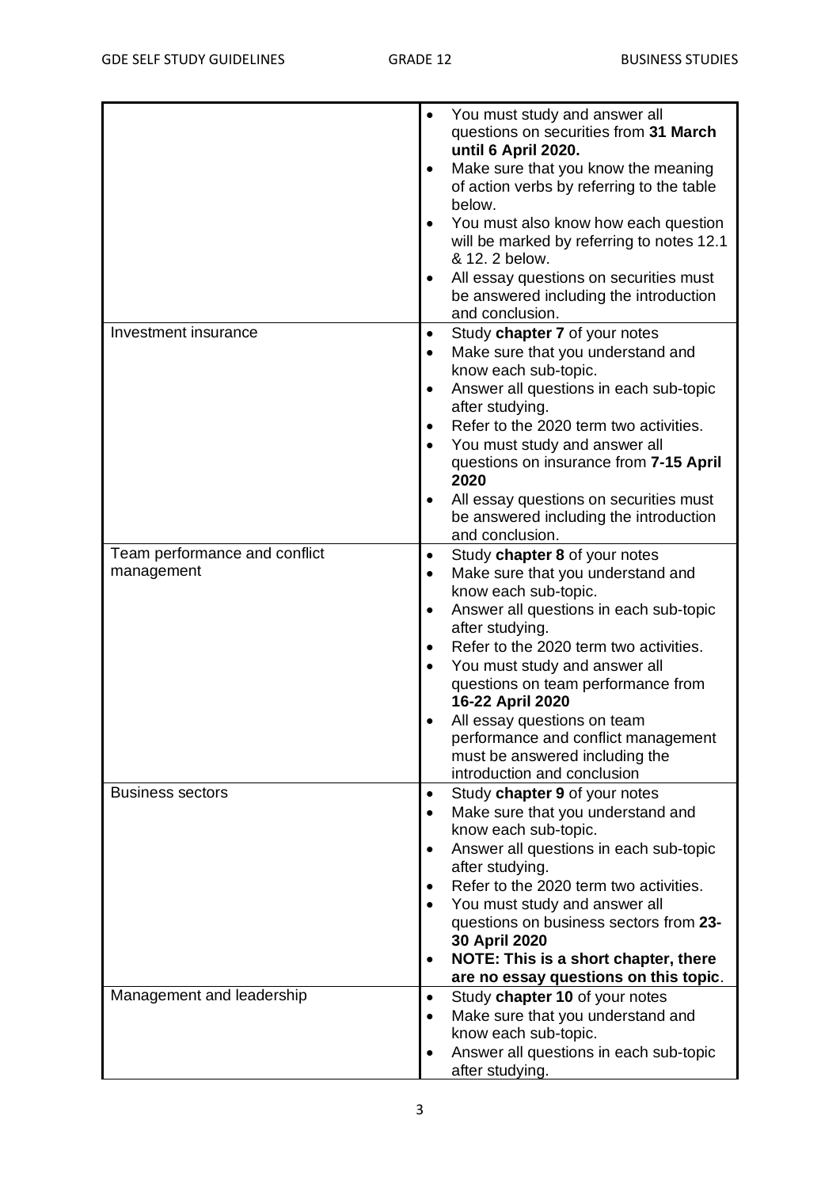| | |
|---|---|
| | • You must study and answer all questions on securities from **31 March until 6 April 2020.**<br>• Make sure that you know the meaning of action verbs by referring to the table below.<br>• You must also know how each question will be marked by referring to notes 12.1 & 12. 2 below.<br>• All essay questions on securities must be answered including the introduction and conclusion. |
| Investment insurance | • Study **chapter 7** of your notes<br>• Make sure that you understand and know each sub-topic.<br>• Answer all questions in each sub-topic after studying.<br>• Refer to the 2020 term two activities.<br>• You must study and answer all questions on insurance from **7-15 April 2020**<br>• All essay questions on securities must be answered including the introduction and conclusion. |
| Team performance and conflict management | • Study **chapter 8** of your notes<br>• Make sure that you understand and know each sub-topic.<br>• Answer all questions in each sub-topic after studying.<br>• Refer to the 2020 term two activities.<br>• You must study and answer all questions on team performance from **16-22 April 2020**<br>• All essay questions on team performance and conflict management must be answered including the introduction and conclusion |
| Business sectors | • Study **chapter 9** of your notes<br>• Make sure that you understand and know each sub-topic.<br>• Answer all questions in each sub-topic after studying.<br>• Refer to the 2020 term two activities.<br>• You must study and answer all questions on business sectors from **23-30 April 2020**<br>• **NOTE: This is a short chapter, there are no essay questions on this topic**. |
| Management and leadership | • Study **chapter 10** of your notes<br>• Make sure that you understand and know each sub-topic.<br>• Answer all questions in each sub-topic after studying. |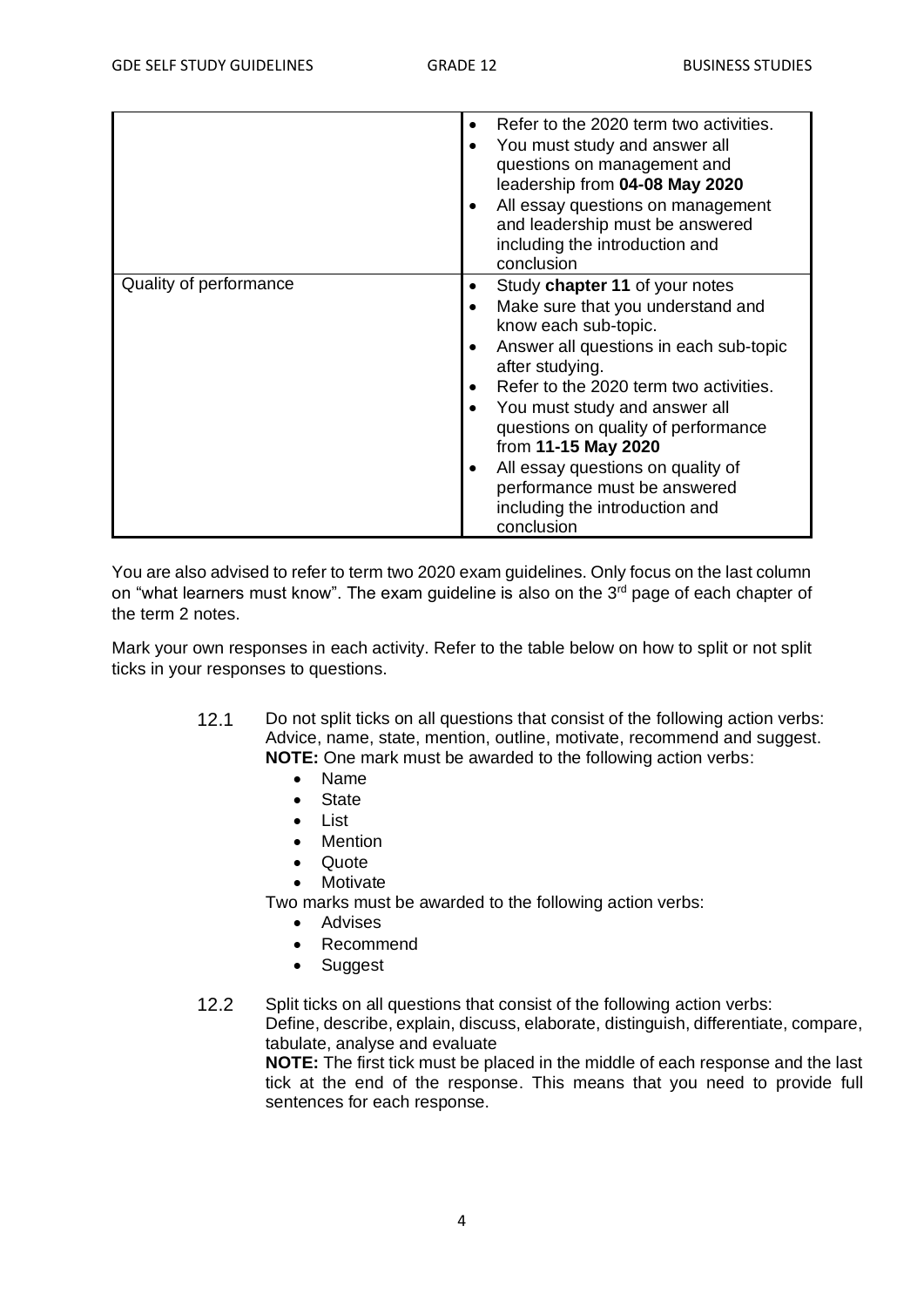| | |
|---|---|
| | • Refer to the 2020 term two activities.<br>• You must study and answer all questions on management and leadership from **04-08 May 2020**<br>• All essay questions on management and leadership must be answered including the introduction and conclusion |
| Quality of performance | • Study **chapter 11** of your notes<br>• Make sure that you understand and know each sub-topic.<br>• Answer all questions in each sub-topic after studying.<br>• Refer to the 2020 term two activities.<br>• You must study and answer all questions on quality of performance from **11-15 May 2020**<br>• All essay questions on quality of performance must be answered including the introduction and conclusion |

You are also advised to refer to term two 2020 exam guidelines. Only focus on the last column on "what learners must know". The exam guideline is also on the 3rd page of each chapter of the term 2 notes.

Mark your own responses in each activity. Refer to the table below on how to split or not split ticks in your responses to questions.

12.1 Do not split ticks on all questions that consist of the following action verbs: Advice, name, state, mention, outline, motivate, recommend and suggest.
**NOTE:** One mark must be awarded to the following action verbs:

- Name
- State
- List
- Mention
- Quote
- Motivate

Two marks must be awarded to the following action verbs:

- Advises
- Recommend
- Suggest

12.2 Split ticks on all questions that consist of the following action verbs: Define, describe, explain, discuss, elaborate, distinguish, differentiate, compare, tabulate, analyse and evaluate
**NOTE:** The first tick must be placed in the middle of each response and the last tick at the end of the response. This means that you need to provide full sentences for each response.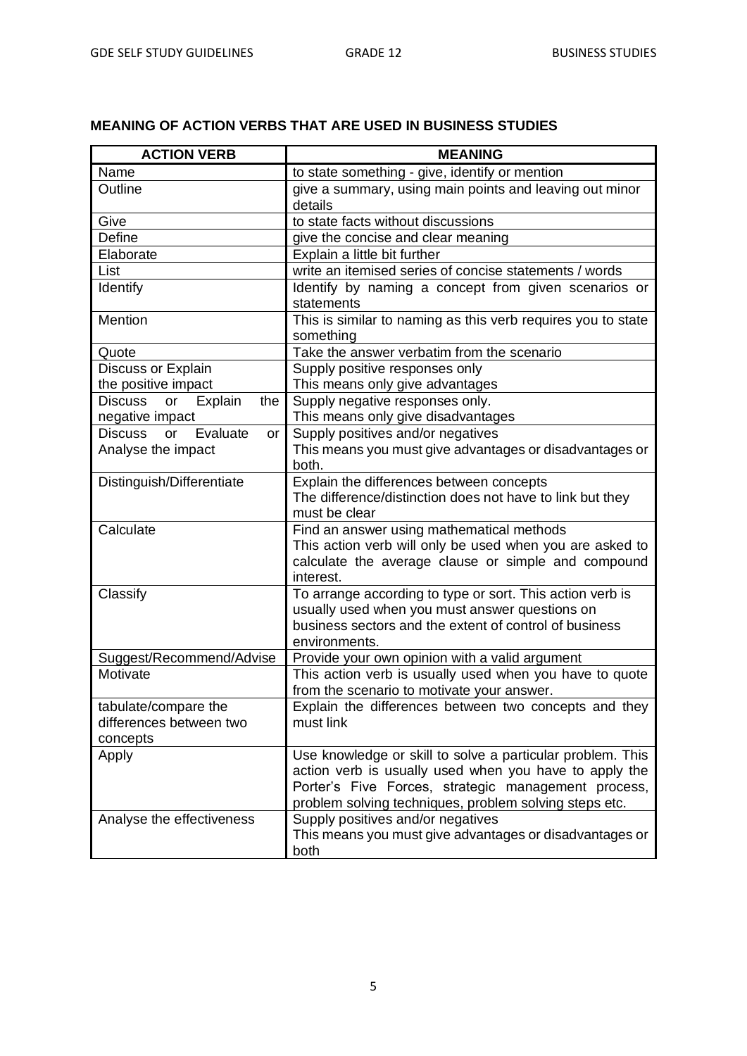## MEANING OF ACTION VERBS THAT ARE USED IN BUSINESS STUDIES

| ACTION VERB | MEANING |
|---|---|
| Name | to state something - give, identify or mention |
| Outline | give a summary, using main points and leaving out minor details |
| Give | to state facts without discussions |
| Define | give the concise and clear meaning |
| Elaborate | Explain a little bit further |
| List | write an itemised series of concise statements / words |
| Identify | Identify by naming a concept from given scenarios or statements |
| Mention | This is similar to naming as this verb requires you to state something |
| Quote | Take the answer verbatim from the scenario |
| Discuss or Explain the positive impact | Supply positive responses only<br>This means only give advantages |
| Discuss or Explain the negative impact | Supply negative responses only.<br>This means only give disadvantages |
| Discuss or Evaluate or Analyse the impact | Supply positives and/or negatives<br>This means you must give advantages or disadvantages or both. |
| Distinguish/Differentiate | Explain the differences between concepts<br>The difference/distinction does not have to link but they must be clear |
| Calculate | Find an answer using mathematical methods<br>This action verb will only be used when you are asked to calculate the average clause or simple and compound interest. |
| Classify | To arrange according to type or sort. This action verb is usually used when you must answer questions on business sectors and the extent of control of business environments. |
| Suggest/Recommend/Advise | Provide your own opinion with a valid argument |
| Motivate | This action verb is usually used when you have to quote from the scenario to motivate your answer. |
| tabulate/compare the differences between two concepts | Explain the differences between two concepts and they must link |
| Apply | Use knowledge or skill to solve a particular problem. This action verb is usually used when you have to apply the Porter's Five Forces, strategic management process, problem solving techniques, problem solving steps etc. |
| Analyse the effectiveness | Supply positives and/or negatives<br>This means you must give advantages or disadvantages or both |